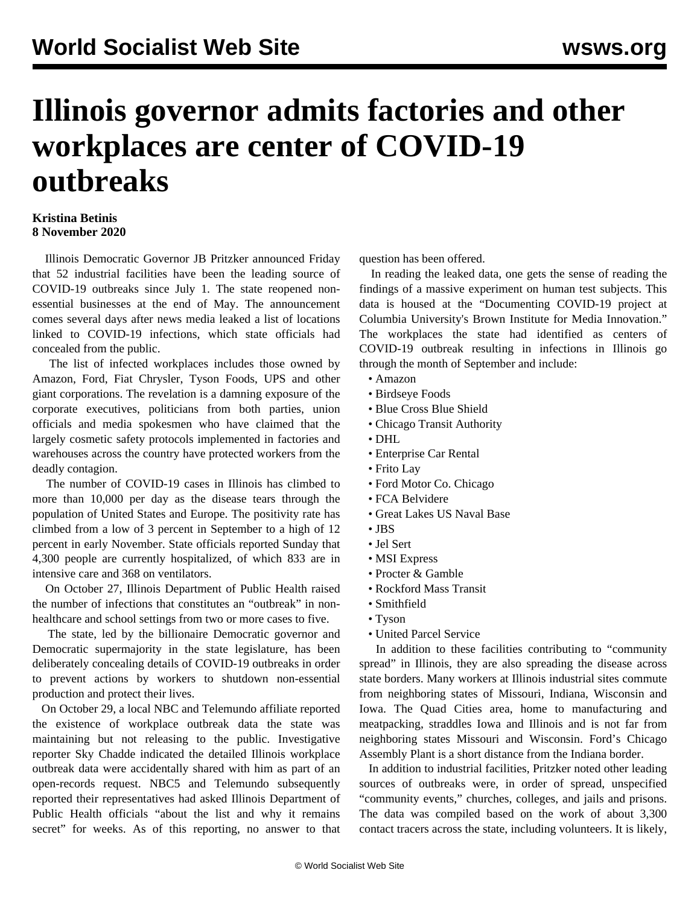# Illinois governor admits factories and other workplaces are center of COVID-19 outbreaks

**Kristina Betinis**
**8 November 2020**

Illinois Democratic Governor JB Pritzker announced Friday that 52 industrial facilities have been the leading source of COVID-19 outbreaks since July 1. The state reopened non-essential businesses at the end of May. The announcement comes several days after news media leaked a list of locations linked to COVID-19 infections, which state officials had concealed from the public.

The list of infected workplaces includes those owned by Amazon, Ford, Fiat Chrysler, Tyson Foods, UPS and other giant corporations. The revelation is a damning exposure of the corporate executives, politicians from both parties, union officials and media spokesmen who have claimed that the largely cosmetic safety protocols implemented in factories and warehouses across the country have protected workers from the deadly contagion.

The number of COVID-19 cases in Illinois has climbed to more than 10,000 per day as the disease tears through the population of United States and Europe. The positivity rate has climbed from a low of 3 percent in September to a high of 12 percent in early November. State officials reported Sunday that 4,300 people are currently hospitalized, of which 833 are in intensive care and 368 on ventilators.

On October 27, Illinois Department of Public Health raised the number of infections that constitutes an "outbreak" in non-healthcare and school settings from two or more cases to five.

The state, led by the billionaire Democratic governor and Democratic supermajority in the state legislature, has been deliberately concealing details of COVID-19 outbreaks in order to prevent actions by workers to shutdown non-essential production and protect their lives.

On October 29, a local NBC and Telemundo affiliate reported the existence of workplace outbreak data the state was maintaining but not releasing to the public. Investigative reporter Sky Chadde indicated the detailed Illinois workplace outbreak data were accidentally shared with him as part of an open-records request. NBC5 and Telemundo subsequently reported their representatives had asked Illinois Department of Public Health officials "about the list and why it remains secret" for weeks. As of this reporting, no answer to that question has been offered.

In reading the leaked data, one gets the sense of reading the findings of a massive experiment on human test subjects. This data is housed at the "Documenting COVID-19 project at Columbia University's Brown Institute for Media Innovation." The workplaces the state had identified as centers of COVID-19 outbreak resulting in infections in Illinois go through the month of September and include:

- Amazon
- Birdseye Foods
- Blue Cross Blue Shield
- Chicago Transit Authority
- DHL
- Enterprise Car Rental
- Frito Lay
- Ford Motor Co. Chicago
- FCA Belvidere
- Great Lakes US Naval Base
- JBS
- Jel Sert
- MSI Express
- Procter & Gamble
- Rockford Mass Transit
- Smithfield
- Tyson
- United Parcel Service

In addition to these facilities contributing to "community spread" in Illinois, they are also spreading the disease across state borders. Many workers at Illinois industrial sites commute from neighboring states of Missouri, Indiana, Wisconsin and Iowa. The Quad Cities area, home to manufacturing and meatpacking, straddles Iowa and Illinois and is not far from neighboring states Missouri and Wisconsin. Ford's Chicago Assembly Plant is a short distance from the Indiana border.

In addition to industrial facilities, Pritzker noted other leading sources of outbreaks were, in order of spread, unspecified "community events," churches, colleges, and jails and prisons. The data was compiled based on the work of about 3,300 contact tracers across the state, including volunteers. It is likely,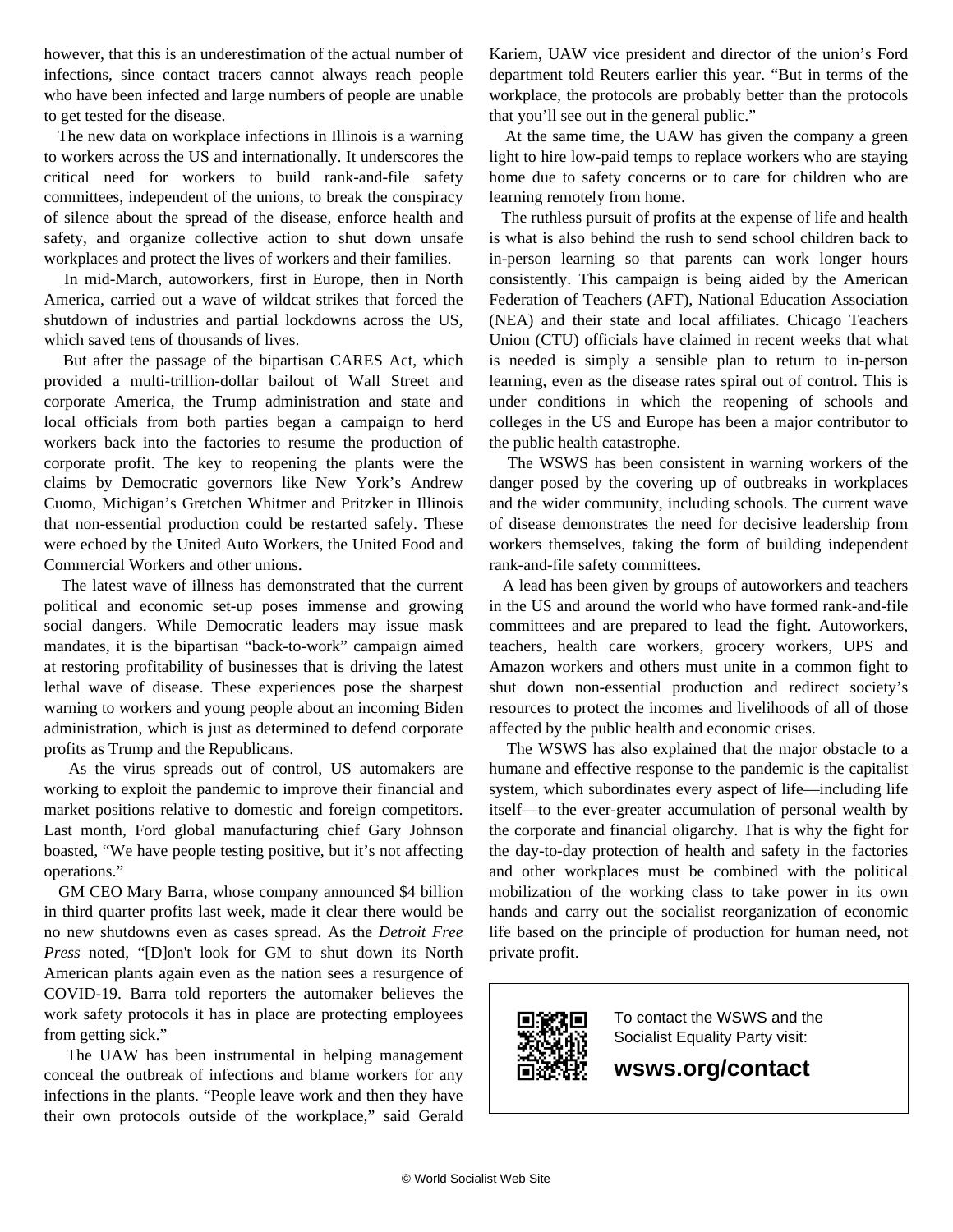however, that this is an underestimation of the actual number of infections, since contact tracers cannot always reach people who have been infected and large numbers of people are unable to get tested for the disease.

The new data on workplace infections in Illinois is a warning to workers across the US and internationally. It underscores the critical need for workers to build rank-and-file safety committees, independent of the unions, to break the conspiracy of silence about the spread of the disease, enforce health and safety, and organize collective action to shut down unsafe workplaces and protect the lives of workers and their families.

In mid-March, autoworkers, first in Europe, then in North America, carried out a wave of wildcat strikes that forced the shutdown of industries and partial lockdowns across the US, which saved tens of thousands of lives.

But after the passage of the bipartisan CARES Act, which provided a multi-trillion-dollar bailout of Wall Street and corporate America, the Trump administration and state and local officials from both parties began a campaign to herd workers back into the factories to resume the production of corporate profit. The key to reopening the plants were the claims by Democratic governors like New York's Andrew Cuomo, Michigan's Gretchen Whitmer and Pritzker in Illinois that non-essential production could be restarted safely. These were echoed by the United Auto Workers, the United Food and Commercial Workers and other unions.

The latest wave of illness has demonstrated that the current political and economic set-up poses immense and growing social dangers. While Democratic leaders may issue mask mandates, it is the bipartisan "back-to-work" campaign aimed at restoring profitability of businesses that is driving the latest lethal wave of disease. These experiences pose the sharpest warning to workers and young people about an incoming Biden administration, which is just as determined to defend corporate profits as Trump and the Republicans.

As the virus spreads out of control, US automakers are working to exploit the pandemic to improve their financial and market positions relative to domestic and foreign competitors. Last month, Ford global manufacturing chief Gary Johnson boasted, "We have people testing positive, but it's not affecting operations."

GM CEO Mary Barra, whose company announced $4 billion in third quarter profits last week, made it clear there would be no new shutdowns even as cases spread. As the *Detroit Free Press* noted, "[D]on't look for GM to shut down its North American plants again even as the nation sees a resurgence of COVID-19. Barra told reporters the automaker believes the work safety protocols it has in place are protecting employees from getting sick."

The UAW has been instrumental in helping management conceal the outbreak of infections and blame workers for any infections in the plants. "People leave work and then they have their own protocols outside of the workplace," said Gerald Kariem, UAW vice president and director of the union's Ford department told Reuters earlier this year. "But in terms of the workplace, the protocols are probably better than the protocols that you'll see out in the general public."

At the same time, the UAW has given the company a green light to hire low-paid temps to replace workers who are staying home due to safety concerns or to care for children who are learning remotely from home.

The ruthless pursuit of profits at the expense of life and health is what is also behind the rush to send school children back to in-person learning so that parents can work longer hours consistently. This campaign is being aided by the American Federation of Teachers (AFT), National Education Association (NEA) and their state and local affiliates. Chicago Teachers Union (CTU) officials have claimed in recent weeks that what is needed is simply a sensible plan to return to in-person learning, even as the disease rates spiral out of control. This is under conditions in which the reopening of schools and colleges in the US and Europe has been a major contributor to the public health catastrophe.

The WSWS has been consistent in warning workers of the danger posed by the covering up of outbreaks in workplaces and the wider community, including schools. The current wave of disease demonstrates the need for decisive leadership from workers themselves, taking the form of building independent rank-and-file safety committees.

A lead has been given by groups of autoworkers and teachers in the US and around the world who have formed rank-and-file committees and are prepared to lead the fight. Autoworkers, teachers, health care workers, grocery workers, UPS and Amazon workers and others must unite in a common fight to shut down non-essential production and redirect society's resources to protect the incomes and livelihoods of all of those affected by the public health and economic crises.

The WSWS has also explained that the major obstacle to a humane and effective response to the pandemic is the capitalist system, which subordinates every aspect of life—including life itself—to the ever-greater accumulation of personal wealth by the corporate and financial oligarchy. That is why the fight for the day-to-day protection of health and safety in the factories and other workplaces must be combined with the political mobilization of the working class to take power in its own hands and carry out the socialist reorganization of economic life based on the principle of production for human need, not private profit.

To contact the WSWS and the Socialist Equality Party visit:

**wsws.org/contact**